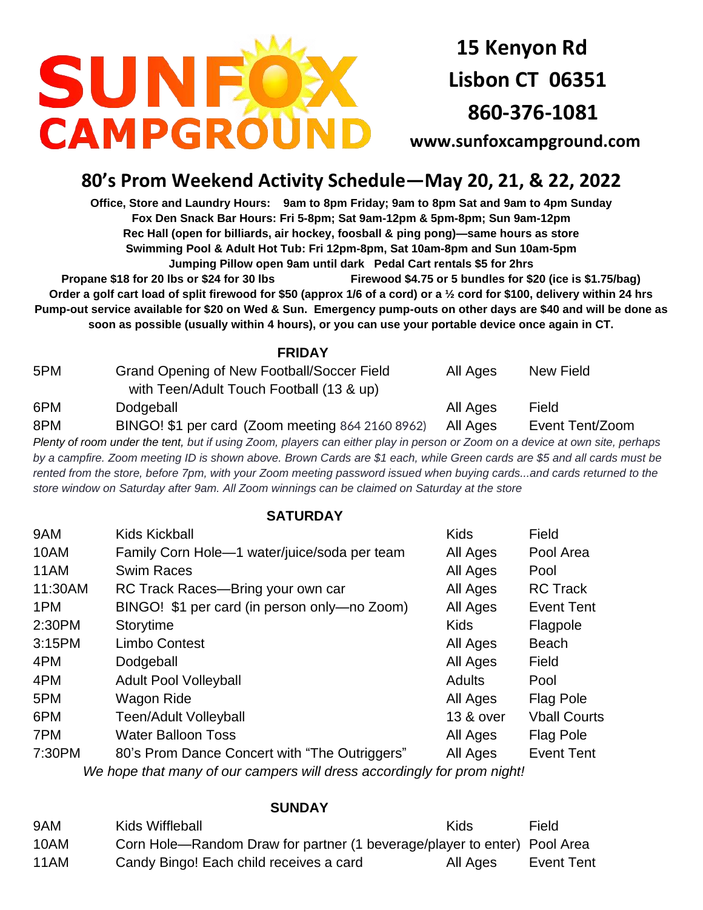# SUNFOX CAMPGROUND

**15 Kenyon Rd**
**Lisbon CT 06351**
**860-376-1081**
**www.sunfoxcampground.com**

## 80's Prom Weekend Activity Schedule—May 20, 21, & 22, 2022

**Office, Store and Laundry Hours: 9am to 8pm Friday; 9am to 8pm Sat and 9am to 4pm Sunday**
**Fox Den Snack Bar Hours: Fri 5-8pm; Sat 9am-12pm & 5pm-8pm; Sun 9am-12pm**
**Rec Hall (open for billiards, air hockey, foosball & ping pong)—same hours as store**
**Swimming Pool & Adult Hot Tub: Fri 12pm-8pm, Sat 10am-8pm and Sun 10am-5pm**
**Jumping Pillow open 9am until dark Pedal Cart rentals $5 for 2hrs**
**Propane $18 for 20 lbs or $24 for 30 lbs Firewood $4.75 or 5 bundles for $20 (ice is $1.75/bag)**
**Order a golf cart load of split firewood for $50 (approx 1/6 of a cord) or a ½ cord for $100, delivery within 24 hrs**
**Pump-out service available for $20 on Wed & Sun. Emergency pump-outs on other days are $40 and will be done as soon as possible (usually within 4 hours), or you can use your portable device once again in CT.**

### FRIDAY

| Time | Activity | Ages | Location |
|---|---|---|---|
| 5PM | Grand Opening of New Football/Soccer Field with Teen/Adult Touch Football (13 & up) | All Ages | New Field |
| 6PM | Dodgeball | All Ages | Field |
| 8PM | BINGO! $1 per card (Zoom meeting 864 2160 8962) | All Ages | Event Tent/Zoom |

*Plenty of room under the tent, but if using Zoom, players can either play in person or Zoom on a device at own site, perhaps by a campfire. Zoom meeting ID is shown above. Brown Cards are $1 each, while Green cards are $5 and all cards must be rented from the store, before 7pm, with your Zoom meeting password issued when buying cards...and cards returned to the store window on Saturday after 9am. All Zoom winnings can be claimed on Saturday at the store*

### SATURDAY

| Time | Activity | Ages | Location |
|---|---|---|---|
| 9AM | Kids Kickball | Kids | Field |
| 10AM | Family Corn Hole—1 water/juice/soda per team | All Ages | Pool Area |
| 11AM | Swim Races | All Ages | Pool |
| 11:30AM | RC Track Races—Bring your own car | All Ages | RC Track |
| 1PM | BINGO! $1 per card (in person only—no Zoom) | All Ages | Event Tent |
| 2:30PM | Storytime | Kids | Flagpole |
| 3:15PM | Limbo Contest | All Ages | Beach |
| 4PM | Dodgeball | All Ages | Field |
| 4PM | Adult Pool Volleyball | Adults | Pool |
| 5PM | Wagon Ride | All Ages | Flag Pole |
| 6PM | Teen/Adult Volleyball | 13 & over | Vball Courts |
| 7PM | Water Balloon Toss | All Ages | Flag Pole |
| 7:30PM | 80's Prom Dance Concert with "The Outriggers" | All Ages | Event Tent |

*We hope that many of our campers will dress accordingly for prom night!*

### SUNDAY

| Time | Activity | Ages | Location |
|---|---|---|---|
| 9AM | Kids Wiffleball | Kids | Field |
| 10AM | Corn Hole—Random Draw for partner (1 beverage/player to enter) | | Pool Area |
| 11AM | Candy Bingo! Each child receives a card | All Ages | Event Tent |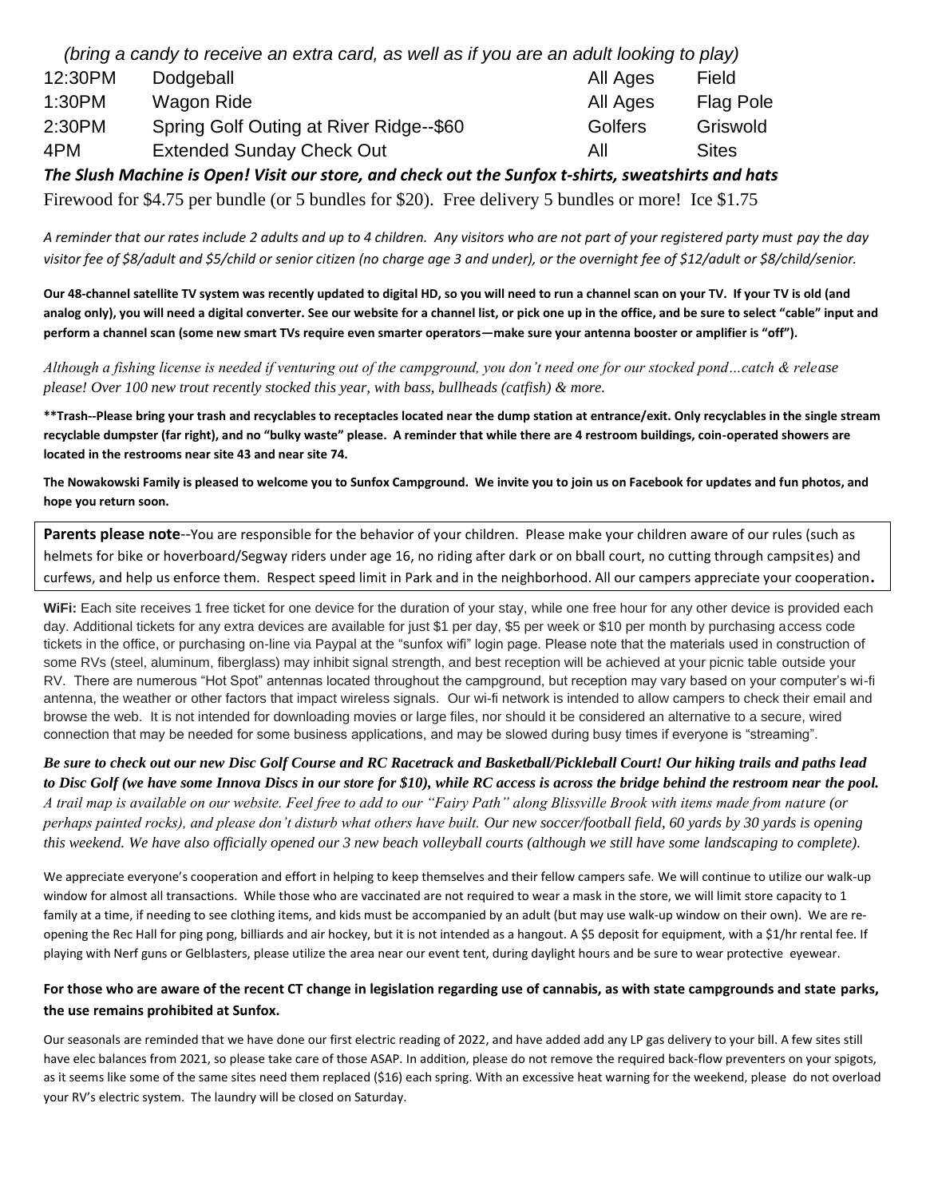*(bring a candy to receive an extra card, as well as if you are an adult looking to play)*

| | | | |
|---|---|---|---|
| 12:30PM | Dodgeball | All Ages | Field |
| 1:30PM | Wagon Ride | All Ages | Flag Pole |
| 2:30PM | Spring Golf Outing at River Ridge--$60 | Golfers | Griswold |
| 4PM | Extended Sunday Check Out | All | Sites |

***The Slush Machine is Open! Visit our store, and check out the Sunfox t-shirts, sweatshirts and hats***

Firewood for $4.75 per bundle (or 5 bundles for $20). Free delivery 5 bundles or more! Ice $1.75

*A reminder that our rates include 2 adults and up to 4 children. Any visitors who are not part of your registered party must pay the day visitor fee of $8/adult and $5/child or senior citizen (no charge age 3 and under), or the overnight fee of $12/adult or $8/child/senior.*

**Our 48-channel satellite TV system was recently updated to digital HD, so you will need to run a channel scan on your TV. If your TV is old (and analog only), you will need a digital converter. See our website for a channel list, or pick one up in the office, and be sure to select "cable" input and perform a channel scan (some new smart TVs require even smarter operators—make sure your antenna booster or amplifier is "off").**

*Although a fishing license is needed if venturing out of the campground, you don't need one for our stocked pond…catch & release please! Over 100 new trout recently stocked this year, with bass, bullheads (catfish) & more.*

**\*\*Trash--Please bring your trash and recyclables to receptacles located near the dump station at entrance/exit. Only recyclables in the single stream recyclable dumpster (far right), and no "bulky waste" please. A reminder that while there are 4 restroom buildings, coin-operated showers are located in the restrooms near site 43 and near site 74.**

**The Nowakowski Family is pleased to welcome you to Sunfox Campground. We invite you to join us on Facebook for updates and fun photos, and hope you return soon.**

**Parents please note**--You are responsible for the behavior of your children. Please make your children aware of our rules (such as helmets for bike or hoverboard/Segway riders under age 16, no riding after dark or on bball court, no cutting through campsites) and curfews, and help us enforce them. Respect speed limit in Park and in the neighborhood. All our campers appreciate your cooperation.

**WiFi:** Each site receives 1 free ticket for one device for the duration of your stay, while one free hour for any other device is provided each day. Additional tickets for any extra devices are available for just $1 per day, $5 per week or $10 per month by purchasing access code tickets in the office, or purchasing on-line via Paypal at the "sunfox wifi" login page. Please note that the materials used in construction of some RVs (steel, aluminum, fiberglass) may inhibit signal strength, and best reception will be achieved at your picnic table outside your RV. There are numerous "Hot Spot" antennas located throughout the campground, but reception may vary based on your computer's wi-fi antenna, the weather or other factors that impact wireless signals. Our wi-fi network is intended to allow campers to check their email and browse the web. It is not intended for downloading movies or large files, nor should it be considered an alternative to a secure, wired connection that may be needed for some business applications, and may be slowed during busy times if everyone is "streaming".

***Be sure to check out our new Disc Golf Course and RC Racetrack and Basketball/Pickleball Court! Our hiking trails and paths lead to Disc Golf (we have some Innova Discs in our store for $10), while RC access is across the bridge behind the restroom near the pool.*** *A trail map is available on our website. Feel free to add to our "Fairy Path" along Blissville Brook with items made from nature (or perhaps painted rocks), and please don't disturb what others have built. Our new soccer/football field, 60 yards by 30 yards is opening this weekend. We have also officially opened our 3 new beach volleyball courts (although we still have some landscaping to complete).*

We appreciate everyone's cooperation and effort in helping to keep themselves and their fellow campers safe. We will continue to utilize our walk-up window for almost all transactions. While those who are vaccinated are not required to wear a mask in the store, we will limit store capacity to 1 family at a time, if needing to see clothing items, and kids must be accompanied by an adult (but may use walk-up window on their own). We are re-opening the Rec Hall for ping pong, billiards and air hockey, but it is not intended as a hangout. A $5 deposit for equipment, with a $1/hr rental fee. If playing with Nerf guns or Gelblasters, please utilize the area near our event tent, during daylight hours and be sure to wear protective eyewear.

**For those who are aware of the recent CT change in legislation regarding use of cannabis, as with state campgrounds and state parks, the use remains prohibited at Sunfox.**

Our seasonals are reminded that we have done our first electric reading of 2022, and have added add any LP gas delivery to your bill. A few sites still have elec balances from 2021, so please take care of those ASAP. In addition, please do not remove the required back-flow preventers on your spigots, as it seems like some of the same sites need them replaced ($16) each spring. With an excessive heat warning for the weekend, please do not overload your RV's electric system. The laundry will be closed on Saturday.